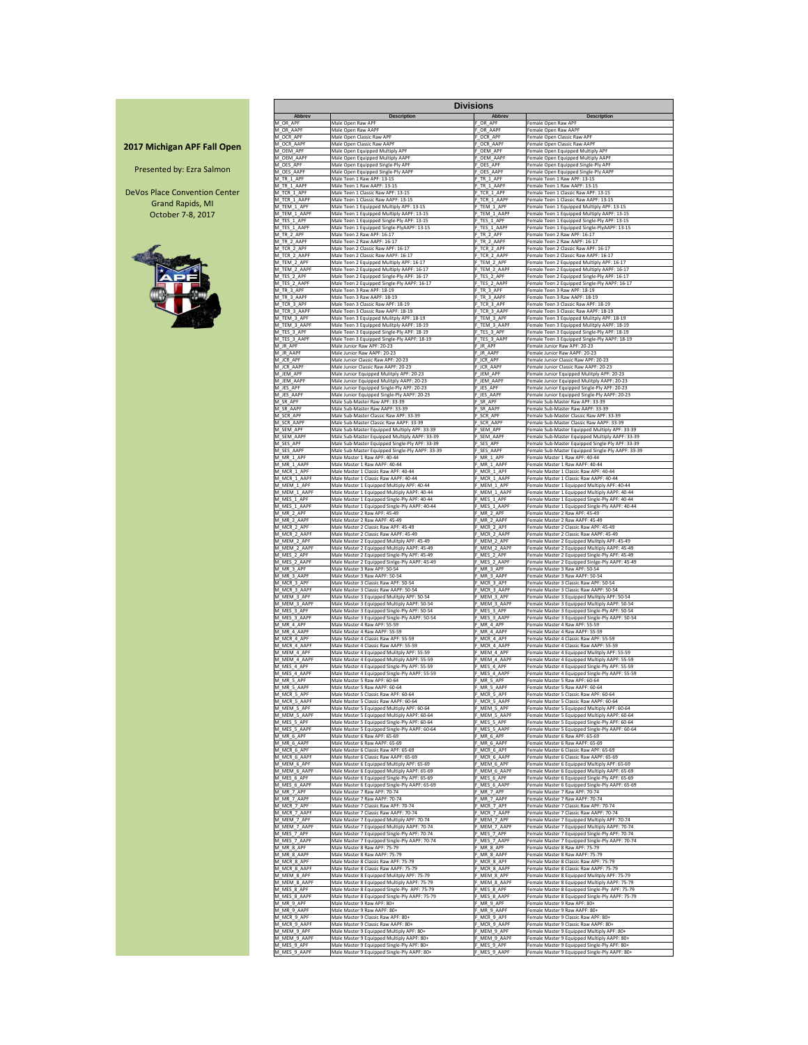## 2017 Michigan APF Fall Open

Presented by: Ezra Salmon

DeVos Place Convention Center
Grand Rapids, MI
October 7-8, 2017

# Divisions

| Abbrev | Description | Abbrev | Description |
|---|---|---|---|
| M_OR_APF | Male Open Raw APF | F_OR_APF | Female Open Raw APF |
| M_OR_AAPF | Male Open Raw AAPF | F_OR_AAPF | Female Open Raw AAPF |
| M_OCR_APF | Male Open Classic Raw APF | F_OCR_APF | Female Open Classic Raw APF |
| M_OCR_AAPF | Male Open Classic Raw AAPF | F_OCR_AAPF | Female Open Classic Raw AAPF |
| M_OEM_APF | Male Open Equipped Multiply APF | F_OEM_APF | Female Open Equipped Multiply APF |
| M_OEM_AAPF | Male Open Equipped Multiply AAPF | F_OEM_AAPF | Female Open Equipped Multiply AAPF |
| M_OES_APF | Male Open Equipped Single-Ply APF | F_OES_APF | Female Open Equipped Single-Ply APF |
| M_OES_AAPF | Male Open Equipped Single-Ply AAPF | F_OES_AAPF | Female Open Equipped Single-Ply AAPF |
| M_TR_1_APF | Male Teen 1 Raw APF: 13-15 | F_TR_1_APF | Female Teen 1 Raw APF: 13-15 |
| M_TR_1_AAPF | Male Teen 1 Raw AAPF: 13-15 | F_TR_1_AAPF | Female Teen 1 Raw AAPF: 13-15 |
| M_TCR_1_APF | Male Teen 1 Classic Raw APF: 13-15 | F_TCR_1_APF | Female Teen 1 Classic Raw APF: 13-15 |
| M_TCR_1_AAPF | Male Teen 1 Classic Raw AAPF: 13-15 | F_TCR_1_AAPF | Female Teen 1 Classic Raw AAPF: 13-15 |
| M_TEM_1_APF | Male Teen 1 Equipped Multiply APF: 13-15 | F_TEM_1_APF | Female Teen 1 Equipped Multiply APF: 13-15 |
| M_TEM_1_AAPF | Male Teen 1 Equipped Multiply AAPF: 13-15 | F_TEM_1_AAPF | Female Teen 1 Equipped Multiply AAPF: 13-15 |
| M_TES_1_APF | Male Teen 1 Equipped Single-Ply APF: 13-15 | F_TES_1_APF | Female Teen 1 Equipped Single-Ply APF: 13-15 |
| M_TES_1_AAPF | Male Teen 1 Equipped Single-PlyAAPF: 13-15 | F_TES_1_AAPF | Female Teen 1 Equipped Single-PlyAAPF: 13-15 |
| M_TR_2_APF | Male Teen 2 Raw APF: 16-17 | F_TR_2_APF | Female Teen 2 Raw APF: 16-17 |
| M_TR_2_AAPF | Male Teen 2 Raw AAPF: 16-17 | F_TR_2_AAPF | Female Teen 2 Raw AAPF: 16-17 |
| M_TCR_2_APF | Male Teen 2 Classic Raw APF: 16-17 | F_TCR_2_APF | Female Teen 2 Classic Raw APF: 16-17 |
| M_TCR_2_AAPF | Male Teen 2 Classic Raw AAPF: 16-17 | F_TCR_2_AAPF | Female Teen 2 Classic Raw AAPF: 16-17 |
| M_TEM_2_APF | Male Teen 2 Equipped Multiply APF: 16-17 | F_TEM_2_APF | Female Teen 2 Equipped Multiply APF: 16-17 |
| M_TEM_2_AAPF | Male Teen 2 Equipped Multiply AAPF: 16-17 | F_TEM_2_AAPF | Female Teen 2 Equipped Multiply AAPF: 16-17 |
| M_TES_2_APF | Male Teen 2 Equipped Single-Ply APF: 16-17 | F_TES_2_APF | Female Teen 2 Equipped Single-Ply APF: 16-17 |
| M_TES_2_AAPF | Male Teen 2 Equipped Single-Ply AAPF: 16-17 | F_TES_2_AAPF | Female Teen 2 Equipped Single-Ply AAPF: 16-17 |
| M_TR_3_APF | Male Teen 3 Raw APF: 18-19 | F_TR_3_APF | Female Teen 3 Raw APF: 18-19 |
| M_TR_3_AAPF | Male Teen 3 Raw AAPF: 18-19 | F_TR_3_AAPF | Female Teen 3 Raw AAPF: 18-19 |
| M_TCR_3_APF | Male Teen 3 Classic Raw APF: 18-19 | F_TCR_3_APF | Female Teen 3 Classic Raw APF: 18-19 |
| M_TCR_3_AAPF | Male Teen 3 Classic Raw AAPF: 18-19 | F_TCR_3_AAPF | Female Teen 3 Classic Raw AAPF: 18-19 |
| M_TEM_3_APF | Male Teen 3 Equipped Multiply APF: 18-19 | F_TEM_3_APF | Female Teen 3 Equipped Mulitply APF: 18-19 |
| M_TEM_3_AAPF | Male Teen 3 Equipped Multiply AAPF: 18-19 | F_TEM_3_AAPF | Female Teen 3 Equipped Mulitply AAPF: 18-19 |
| M_TES_3_APF | Male Teen 3 Equipped Single-Ply APF: 18-19 | F_TES_3_APF | Female Teen 3 Equipped Single-Ply APF: 18-19 |
| M_TES_3_AAPF | Male Teen 3 Equipped Single-Ply APF: 18-19 | F_TES_3_AAPF | Female Teen 3 Equipped Single-Ply AAPF: 18-19 |
| M_JR_APF | Male Junior Raw APF: 20-23 | F_JR_APF | Female Junior Raw APF: 20-23 |
| M_JR_AAPF | Male Junior Raw AAPF: 20-23 | F_JR_AAPF | Female Junior Raw AAPF: 20-23 |
| M_JCR_APF | Male Junior Classic Raw APF: 20-23 | F_JCR_APF | Female Junior Classic Raw APF: 20-23 |
| M_JCR_AAPF | Male Junior Classic Raw AAPF: 20-23 | F_JCR_AAPF | Female Junior Classic Raw AAPF: 20-23 |
| M_JEM_APF | Male Junior Equipped Mulitply APF: 20-23 | F_JEM_APF | Female Junior Equipped Mulitply APF: 20-23 |
| M_JEM_AAPF | Male Junior Equipped Mulitply AAPF: 20-23 | F_JEM_AAPF | Female Junior Equipped Mulitply AAPF: 20-23 |
| M_JES_APF | Male Junior Equipped Single-Ply APF: 20-23 | F_JES_APF | Female Junior Equipped Single-Ply APF: 20-23 |
| M_JES_AAPF | Male Junior Equipped Single-Ply AAPF: 20-23 | F_JES_AAPF | Female Junior Equipped Single-Ply AAPF: 20-23 |
| M_SR_APF | Male Sub-Master Raw APF: 33-39 | F_SR_APF | Female Sub-Master Raw APF: 33-39 |
| M_SR_AAPF | Male Sub-Master Raw AAPF: 33-39 | F_SR_AAPF | Female Sub-Master Raw AAPF: 33-39 |
| M_SCR_APF | Male Sub-Master Classic Raw APF: 33-39 | F_SCR_APF | Female Sub-Master Classic Raw APF: 33-39 |
| M_SCR_AAPF | Male Sub-Master Classic Raw AAPF: 33-39 | F_SCR_AAPF | Female Sub-Master Classic Raw AAPF: 33-39 |
| M_SEM_APF | Male Sub-Master Equipped Multiply APF: 33-39 | F_SEM_APF | Female Sub-Master Equipped Multiply APF: 33-39 |
| M_SEM_AAPF | Male Sub-Master Equipped Multiply AAPF: 33-39 | F_SEM_AAPF | Female Sub-Master Equipped Multiply AAPF: 33-39 |
| M_SES_APF | Male Sub-Master Equipped Single-Ply APF: 33-39 | F_SES_APF | Female Sub-Master Equipped Single-Ply APF: 33-39 |
| M_SES_AAPF | Male Sub-Master Equipped Single-Ply AAPF: 33-39 | F_SES_AAPF | Female Sub-Master Equipped Single-Ply AAPF: 33-39 |
| M_MR_1_APF | Male Master 1 Raw APF: 40-44 | F_MR_1_APF | Female Master 1 Raw APF: 40-44 |
| M_MR_1_AAPF | Male Master 1 Raw AAPF: 40-44 | F_MR_1_AAPF | Female Master 1 Raw AAPF: 40-44 |
| M_MCR_1_APF | Male Master 1 Classic Raw APF: 40-44 | F_MCR_1_APF | Female Master 1 Classic Raw APF: 40-44 |
| M_MCR_1_AAPF | Male Master 1 Classic Raw AAPF: 40-44 | F_MCR_1_AAPF | Female Master 1 Classic Raw AAPF: 40-44 |
| M_MEM_1_APF | Male Master 1 Equipped Multiply APF: 40-44 | F_MEM_1_APF | Female Master 1 Equipped Mulitply APF: 40-44 |
| M_MEM_1_AAPF | Male Master 1 Equipped Multiply AAPF: 40-44 | F_MEM_1_AAPF | Female Master 1 Equipped Multiply AAPF: 40-44 |
| M_MES_1_APF | Male Master 1 Equipped Single-Ply APF: 40-44 | F_MES_1_APF | Female Master 1 Equipped Single-Ply APF: 40-44 |
| M_MES_1_AAPF | Male Master 1 Equipped Single-Ply AAPF: 40-44 | F_MES_1_AAPF | Female Master 1 Equipped Single-Ply AAPF: 40-44 |
| M_MR_2_APF | Male Master 2 Raw APF: 45-49 | F_MR_2_APF | Female Master 2 Raw APF: 45-49 |
| M_MR_2_AAPF | Male Master 2 Raw AAPF: 45-49 | F_MR_2_AAPF | Female Master 2 Raw AAPF: 45-49 |
| M_MCR_2_APF | Male Master 2 Classic Raw APF: 45-49 | F_MCR_2_APF | Female Master 2 Classic Raw APF: 45-49 |
| M_MCR_2_AAPF | Male Master 2 Classic Raw AAPF: 45-49 | F_MCR_2_AAPF | Female Master 2 Classic Raw AAPF: 45-49 |
| M_MEM_2_APF | Male Master 2 Equipped Multiply APF: 45-49 | F_MEM_2_APF | Female Master 2 Equipped Mulitply APF: 45-49 |
| M_MEM_2_AAPF | Male Master 2 Equipped Multiply AAPF: 45-49 | F_MEM_2_AAPF | Female Master 2 Equipped Multiply AAPF: 45-49 |
| M_MES_2_APF | Male Master 2 Equipped Single-Ply APF: 45-49 | F_MES_2_APF | Female Master 2 Equipped Single-Ply APF: 45-49 |
| M_MES_2_AAPF | Male Master 2 Equipped Sinlge-Ply AAPF: 45-49 | F_MES_2_AAPF | Female Master 2 Equipped Sinlge-Ply AAPF: 45-49 |
| M_MR_3_APF | Male Master 3 Raw APF: 50-54 | F_MR_3_APF | Female Master 3 Raw APF: 50-54 |
| M_MR_3_AAPF | Male Master 3 Raw AAPF: 50-54 | F_MR_3_AAPF | Female Master 3 Raw AAPF: 50-54 |
| M_MCR_3_APF | Male Master 3 Classic Raw APF: 50-54 | F_MCR_3_APF | Female Master 3 Classic Raw APF: 50-54 |
| M_MCR_3_AAPF | Male Master 3 Classic Raw AAPF: 50-54 | F_MCR_3_AAPF | Female Master 3 Classic Raw AAPF: 50-54 |
| M_MEM_3_APF | Male Master 3 Equipped Multiply APF: 50-54 | F_MEM_3_APF | Female Master 3 Equipped Multiply APF: 50-54 |
| M_MEM_3_AAPF | Male Master 3 Equipped Multiply AAPF: 50-54 | F_MEM_3_AAPF | Female Master 3 Equipped Multiply AAPF: 50-54 |
| M_MES_3_APF | Male Master 3 Equipped Single-Ply APF: 50-54 | F_MES_3_APF | Female Master 3 Equipped Single-Ply APF: 50-54 |
| M_MES_3_AAPF | Male Master 3 Equipped Single-Ply AAPF: 50-54 | F_MES_3_AAPF | Female Master 3 Equipped Single-Ply AAPF: 50-54 |
| M_MR_4_APF | Male Master 4 Raw APF: 55-59 | F_MR_4_APF | Female Master 4 Raw APF: 55-59 |
| M_MR_4_AAPF | Male Master 4 Raw AAPF: 55-59 | F_MR_4_AAPF | Female Master 4 Raw AAPF: 55-59 |
| M_MCR_4_APF | Male Master 4 Classic Raw APF: 55-59 | F_MCR_4_APF | Female Master 4 Classic Raw APF: 55-59 |
| M_MCR_4_AAPF | Male Master 4 Classic Raw AAPF: 55-59 | F_MCR_4_AAPF | Female Master 4 Classic Raw AAPF: 55-59 |
| M_MEM_4_APF | Male Master 4 Equipped Multiply APF: 55-59 | F_MEM_4_APF | Female Master 4 Equipped Mulitply APF: 55-59 |
| M_MEM_4_AAPF | Male Master 4 Equipped Multiply AAPF: 55-59 | F_MEM_4_AAPF | Female Master 4 Equipped Multiply AAPF: 55-59 |
| M_MES_4_APF | Male Master 4 Equipped Single-Ply APF: 55-59 | F_MES_4_APF | Female Master 4 Equipped Single-Ply APF: 55-59 |
| M_MES_4_AAPF | Male Master 4 Equipped Single-Ply AAPF: 55-59 | F_MES_4_AAPF | Female Master 4 Equipped Single-Ply AAPF: 55-59 |
| M_MR_5_APF | Male Master 5 Raw APF: 60-64 | F_MR_5_APF | Female Master 5 Raw APF: 60-64 |
| M_MR_5_AAPF | Male Master 5 Raw AAPF: 60-64 | F_MR_5_AAPF | Female Master 5 Raw AAPF: 60-64 |
| M_MCR_5_APF | Male Master 5 Classic Raw APF: 60-64 | F_MCR_5_APF | Female Master 5 Classic Raw APF: 60-64 |
| M_MCR_5_AAPF | Male Master 5 Classic Raw AAPF: 60-64 | F_MCR_5_AAPF | Female Master 5 Classic Raw AAPF: 60-64 |
| M_MEM_5_APF | Male Master 5 Equipped Multiply APF: 60-64 | F_MEM_5_APF | Female Master 5 Equipped Multiply APF: 60-64 |
| M_MEM_5_AAPF | Male Master 5 Equipped Multiply AAPF: 60-64 | F_MEM_5_AAPF | Female Master 5 Equipped Multiply AAPF: 60-64 |
| M_MES_5_APF | Male Master 5 Equipped Single-Ply APF: 60-64 | F_MES_5_APF | Female Master 5 Equipped Single-Ply APF: 60-64 |
| M_MES_5_AAPF | Male Master 5 Equipped Single-Ply AAPF: 60-64 | F_MES_5_AAPF | Female Master 5 Equipped Single-Ply AAPF: 60-64 |
| M_MR_6_APF | Male Master 6 Raw APF: 65-69 | F_MR_6_APF | Female Master 6 Raw APF: 65-69 |
| M_MR_6_AAPF | Male Master 6 Raw AAPF: 65-69 | F_MR_6_AAPF | Female Master 6 Raw AAPF: 65-69 |
| M_MCR_6_APF | Male Master 6 Classic Raw APF: 65-69 | F_MCR_6_APF | Female Master 6 Classic Raw APF: 65-69 |
| M_MCR_6_AAPF | Male Master 6 Classic Raw AAPF: 65-69 | F_MCR_6_AAPF | Female Master 6 Classic Raw AAPF: 65-69 |
| M_MEM_6_APF | Male Master 6 Equipped Multiply APF: 65-69 | F_MEM_6_APF | Female Master 6 Equipped Multiply APF: 65-69 |
| M_MEM_6_AAPF | Male Master 6 Equipped Multiply AAPF: 65-69 | F_MEM_6_AAPF | Female Master 6 Equipped Multiply AAPF: 65-69 |
| M_MES_6_APF | Male Master 6 Equipped Single-Ply APF: 65-69 | F_MES_6_APF | Female Master 6 Equipped Single-Ply APF: 65-69 |
| M_MES_6_AAPF | Male Master 6 Equipped Single-Ply AAPF: 65-69 | F_MES_6_AAPF | Female Master 6 Equipped Single-Ply AAPF: 65-69 |
| M_MR_7_APF | Male Master 7 Raw APF: 70-74 | F_MR_7_APF | Female Master 7 Raw APF: 70-74 |
| M_MR_7_AAPF | Male Master 7 Raw AAPF: 70-74 | F_MR_7_AAPF | Female Master 7 Raw AAPF: 70-74 |
| M_MCR_7_APF | Male Master 7 Classic Raw APF: 70-74 | F_MCR_7_APF | Female Master 7 Classic Raw APF: 70-74 |
| M_MCR_7_AAPF | Male Master 7 Classic Raw AAPF: 70-74 | F_MCR_7_AAPF | Female Master 7 Classic Raw AAPF: 70-74 |
| M_MEM_7_APF | Male Master 7 Equipped Multiply APF: 70-74 | F_MEM_7_APF | Female Master 7 Equipped Multiply APF: 70-74 |
| M_MEM_7_AAPF | Male Master 7 Equipped Multiply AAPF: 70-74 | F_MEM_7_AAPF | Female Master 7 Equipped Multiply AAPF: 70-74 |
| M_MES_7_APF | Male Master 7 Equipped Single-Ply APF: 70-74 | F_MES_7_APF | Female Master 7 Equipped Single-Ply APF: 70-74 |
| M_MES_7_AAPF | Male Master 7 Equipped Single-Ply AAPF: 70-74 | F_MES_7_AAPF | Female Master 7 Equipped Single-Ply AAPF: 70-74 |
| M_MR_8_APF | Male Master 8 Raw APF: 75-79 | F_MR_8_APF | Female Master 8 Raw APF: 75-79 |
| M_MR_8_AAPF | Male Master 8 Raw AAPF: 75-79 | F_MR_8_AAPF | Female Master 8 Raw AAPF: 75-79 |
| M_MCR_8_APF | Male Master 8 Classic Raw APF: 75-79 | F_MCR_8_APF | Female Master 8 Classic Raw APF: 75-79 |
| M_MCR_8_AAPF | Male Master 8 Classic Raw AAPF: 75-79 | F_MCR_8_AAPF | Female Master 8 Classic Raw AAPF: 75-79 |
| M_MEM_8_APF | Male Master 8 Equipped Multiply APF: 75-79 | F_MEM_8_APF | Female Master 8 Equipped Multiply APF: 75-79 |
| M_MEM_8_AAPF | Male Master 8 Equipped Multiply AAPF: 75-79 | F_MEM_8_AAPF | Female Master 8 Equipped Multiply AAPF: 75-79 |
| M_MES_8_APF | Male Master 8 Equipped Single-Ply APF: 75-79 | F_MES_8_APF | Female Master 8 Equipped Single-Ply APF: 75-79 |
| M_MES_8_AAPF | Male Master 8 Equipped Single-Ply AAPF: 75-79 | F_MES_8_AAPF | Female Master 8 Equipped Single-Ply AAPF: 75-79 |
| M_MR_9_APF | Male Master 9 Raw APF: 80+ | F_MR_9_APF | Female Master 9 Raw APF: 80+ |
| M_MR_9_AAPF | Male Master 9 Raw AAPF: 80+ | F_MR_9_AAPF | Female Master 9 Raw AAPF: 80+ |
| M_MCR_9_APF | Male Master 9 Classic Raw APF: 80+ | F_MCR_9_APF | Female Master 9 Classic Raw APF: 80+ |
| M_MCR_9_AAPF | Male Master 9 Classic Raw AAPF: 80+ | F_MCR_9_AAPF | Female Master 9 Classic Raw AAPF: 80+ |
| M_MEM_9_APF | Male Master 9 Equipped Multiply APF: 80+ | F_MEM_9_APF | Female Master 9 Equipped Multiply APF: 80+ |
| M_MEM_9_AAPF | Male Master 9 Equipped Multiply AAPF: 80+ | F_MEM_9_AAPF | Female Master 9 Equipped Multiply AAPF: 80+ |
| M_MES_9_APF | Male Master 9 Equipped Single-Ply APF: 80+ | F_MES_9_APF | Female Master 9 Equipped Single-Ply APF: 80+ |
| M_MES_9_AAPF | Male Master 9 Equipped Single-Ply AAPF: 80+ | F_MES_9_AAPF | Female Master 9 Equipped Single-Ply AAPF: 80+ |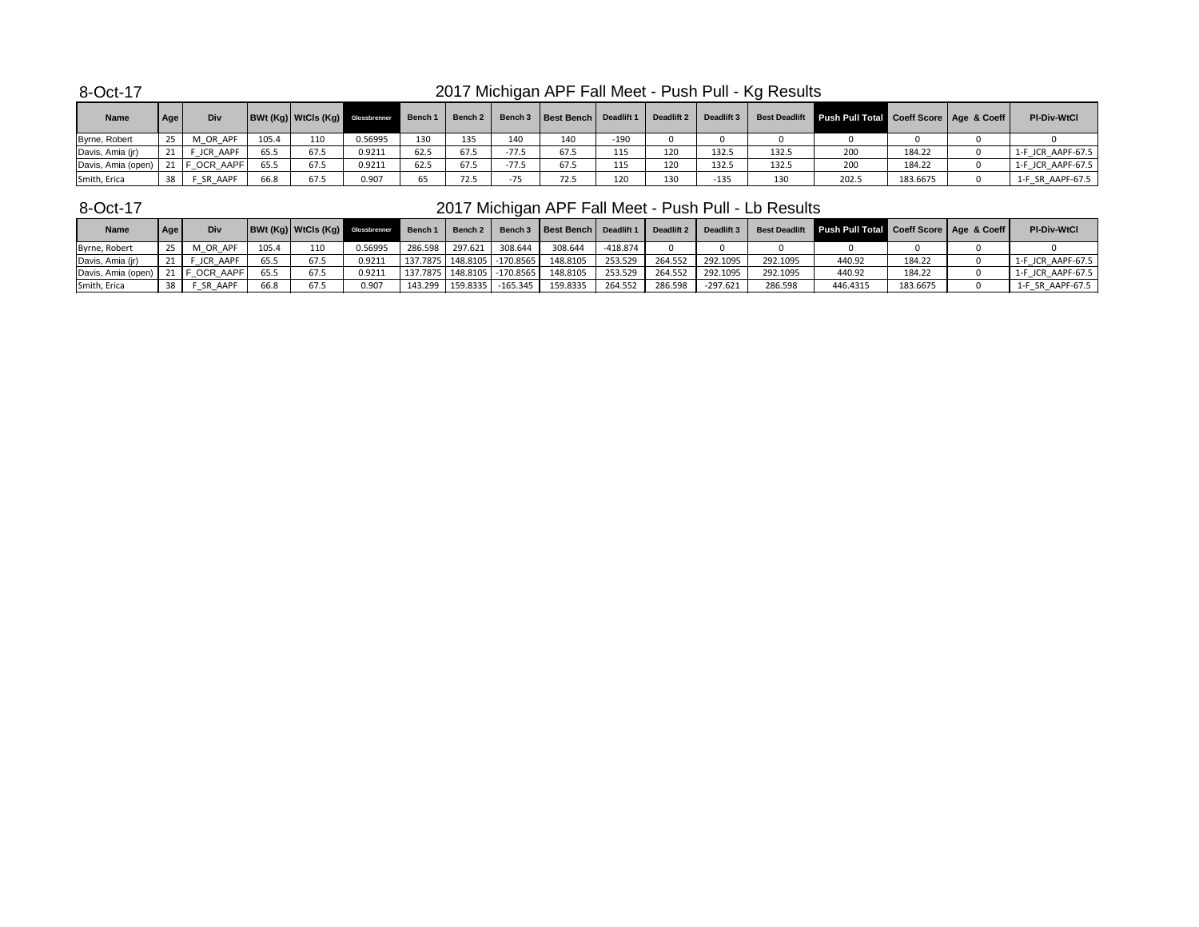8-Oct-17

## 2017 Michigan APF Fall Meet - Push Pull - Kg Results

| Name | Age | Div | BWt (Kg) | WtCls (Kg) | Glossbrenner | Bench 1 | Bench 2 | Bench 3 | Best Bench | Deadlift 1 | Deadlift 2 | Deadlift 3 | Best Deadlift | Push Pull Total | Coeff Score | Age & Coeff | Pl-Div-WtCl |
|---|---|---|---|---|---|---|---|---|---|---|---|---|---|---|---|---|---|
| Byrne, Robert | 25 | M_OR_APF | 105.4 | 110 | 0.56995 | 130 | 135 | 140 | 140 | -190 | 0 | 0 | 0 | 0 | 0 | 0 | 0 |
| Davis, Amia (jr) | 21 | F_JCR_AAPF | 65.5 | 67.5 | 0.9211 | 62.5 | 67.5 | -77.5 | 67.5 | 115 | 120 | 132.5 | 132.5 | 200 | 184.22 | 0 | 1-F_JCR_AAPF-67.5 |
| Davis, Amia (open) | 21 | F_OCR_AAPF | 65.5 | 67.5 | 0.9211 | 62.5 | 67.5 | -77.5 | 67.5 | 115 | 120 | 132.5 | 132.5 | 200 | 184.22 | 0 | 1-F_JCR_AAPF-67.5 |
| Smith, Erica | 38 | F_SR_AAPF | 66.8 | 67.5 | 0.907 | 65 | 72.5 | -75 | 72.5 | 120 | 130 | -135 | 130 | 202.5 | 183.6675 | 0 | 1-F_SR_AAPF-67.5 |

8-Oct-17

## 2017 Michigan APF Fall Meet - Push Pull - Lb Results

| Name | Age | Div | BWt (Kg) | WtCls (Kg) | Glossbrenner | Bench 1 | Bench 2 | Bench 3 | Best Bench | Deadlift 1 | Deadlift 2 | Deadlift 3 | Best Deadlift | Push Pull Total | Coeff Score | Age & Coeff | Pl-Div-WtCl |
|---|---|---|---|---|---|---|---|---|---|---|---|---|---|---|---|---|---|
| Byrne, Robert | 25 | M_OR_APF | 105.4 | 110 | 0.56995 | 286.598 | 297.621 | 308.644 | 308.644 | -418.874 | 0 | 0 | 0 | 0 | 0 | 0 | 0 |
| Davis, Amia (jr) | 21 | F_JCR_AAPF | 65.5 | 67.5 | 0.9211 | 137.7875 | 148.8105 | -170.8565 | 148.8105 | 253.529 | 264.552 | 292.1095 | 292.1095 | 440.92 | 184.22 | 0 | 1-F_JCR_AAPF-67.5 |
| Davis, Amia (open) | 21 | F_OCR_AAPF | 65.5 | 67.5 | 0.9211 | 137.7875 | 148.8105 | -170.8565 | 148.8105 | 253.529 | 264.552 | 292.1095 | 292.1095 | 440.92 | 184.22 | 0 | 1-F_JCR_AAPF-67.5 |
| Smith, Erica | 38 | F_SR_AAPF | 66.8 | 67.5 | 0.907 | 143.299 | 159.8335 | -165.345 | 159.8335 | 264.552 | 286.598 | -297.621 | 286.598 | 446.4315 | 183.6675 | 0 | 1-F_SR_AAPF-67.5 |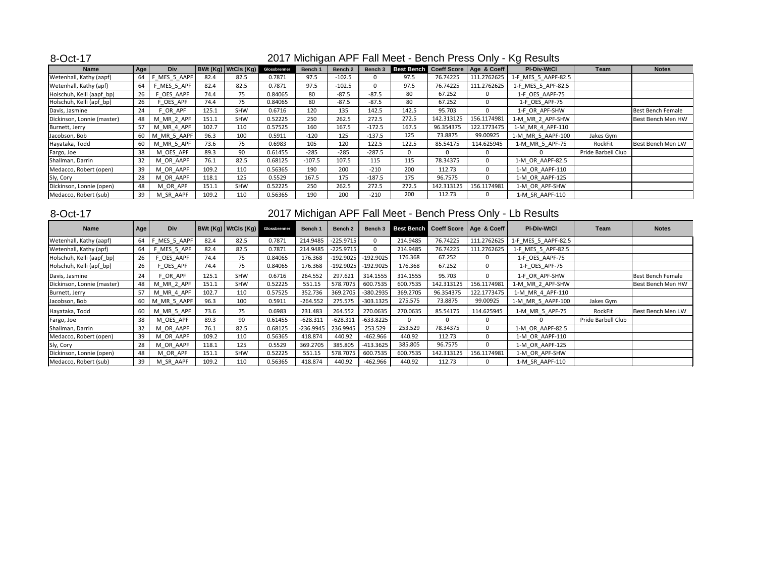8-Oct-17

## 2017 Michigan APF Fall Meet - Bench Press Only - Kg Results

| Name | Age | Div | BWt (Kg) | WtCls (Kg) | Glossbrenner | Bench 1 | Bench 2 | Bench 3 | Best Bench | Coeff Score | Age & Coeff | Pl-Div-WtCl | Team | Notes |
|---|---|---|---|---|---|---|---|---|---|---|---|---|---|---|
| Wetenhall, Kathy (aapf) | 64 | F_MES_5_AAPF | 82.4 | 82.5 | 0.7871 | 97.5 | -102.5 | 0 | 97.5 | 76.74225 | 111.2762625 | 1-F_MES_5_AAPF-82.5 | | |
| Wetenhall, Kathy (apf) | 64 | F_MES_5_APF | 82.4 | 82.5 | 0.7871 | 97.5 | -102.5 | 0 | 97.5 | 76.74225 | 111.2762625 | 1-F_MES_5_APF-82.5 | | |
| Holschuh, Kelli (aapf_bp) | 26 | F_OES_AAPF | 74.4 | 75 | 0.84065 | 80 | -87.5 | -87.5 | 80 | 67.252 | 0 | 1-F_OES_AAPF-75 | | |
| Holschuh, Kelli (apf_bp) | 26 | F_OES_APF | 74.4 | 75 | 0.84065 | 80 | -87.5 | -87.5 | 80 | 67.252 | 0 | 1-F_OES_APF-75 | | |
| Davis, Jasmine | 24 | F_OR_APF | 125.1 | SHW | 0.6716 | 120 | 135 | 142.5 | 142.5 | 95.703 | 0 | 1-F_OR_APF-SHW | | Best Bench Female |
| Dickinson, Lonnie (master) | 48 | M_MR_2_APF | 151.1 | SHW | 0.52225 | 250 | 262.5 | 272.5 | 272.5 | 142.313125 | 156.1174981 | 1-M_MR_2_APF-SHW | | Best Bench Men HW |
| Burnett, Jerry | 57 | M_MR_4_APF | 102.7 | 110 | 0.57525 | 160 | 167.5 | -172.5 | 167.5 | 96.354375 | 122.1773475 | 1-M_MR_4_APF-110 | | |
| Jacobson, Bob | 60 | M_MR_5_AAPF | 96.3 | 100 | 0.5911 | -120 | 125 | -137.5 | 125 | 73.8875 | 99.00925 | 1-M_MR_5_AAPF-100 | Jakes Gym | |
| Hayataka, Todd | 60 | M_MR_5_APF | 73.6 | 75 | 0.6983 | 105 | 120 | 122.5 | 122.5 | 85.54175 | 114.625945 | 1-M_MR_5_APF-75 | RockFit | Best Bench Men LW |
| Fargo, Joe | 38 | M_OES_APF | 89.3 | 90 | 0.61455 | -285 | -285 | -287.5 | 0 | 0 | 0 | 0 | Pride Barbell Club | |
| Shallman, Darrin | 32 | M_OR_AAPF | 76.1 | 82.5 | 0.68125 | -107.5 | 107.5 | 115 | 115 | 78.34375 | 0 | 1-M_OR_AAPF-82.5 | | |
| Medacco, Robert (open) | 39 | M_OR_AAPF | 109.2 | 110 | 0.56365 | 190 | 200 | -210 | 200 | 112.73 | 0 | 1-M_OR_AAPF-110 | | |
| Sly, Cory | 28 | M_OR_AAPF | 118.1 | 125 | 0.5529 | 167.5 | 175 | -187.5 | 175 | 96.7575 | 0 | 1-M_OR_AAPF-125 | | |
| Dickinson, Lonnie (open) | 48 | M_OR_APF | 151.1 | SHW | 0.52225 | 250 | 262.5 | 272.5 | 272.5 | 142.313125 | 156.1174981 | 1-M_OR_APF-SHW | | |
| Medacco, Robert (sub) | 39 | M_SR_AAPF | 109.2 | 110 | 0.56365 | 190 | 200 | -210 | 200 | 112.73 | 0 | 1-M_SR_AAPF-110 | | |

8-Oct-17

## 2017 Michigan APF Fall Meet - Bench Press Only - Lb Results

| Name | Age | Div | BWt (Kg) | WtCls (Kg) | Glossbrenner | Bench 1 | Bench 2 | Bench 3 | Best Bench | Coeff Score | Age & Coeff | Pl-Div-WtCl | Team | Notes |
|---|---|---|---|---|---|---|---|---|---|---|---|---|---|---|
| Wetenhall, Kathy (aapf) | 64 | F_MES_5_AAPF | 82.4 | 82.5 | 0.7871 | 214.9485 | -225.9715 | 0 | 214.9485 | 76.74225 | 111.2762625 | 1-F_MES_5_AAPF-82.5 | | |
| Wetenhall, Kathy (apf) | 64 | F_MES_5_APF | 82.4 | 82.5 | 0.7871 | 214.9485 | -225.9715 | 0 | 214.9485 | 76.74225 | 111.2762625 | 1-F_MES_5_APF-82.5 | | |
| Holschuh, Kelli (aapf_bp) | 26 | F_OES_AAPF | 74.4 | 75 | 0.84065 | 176.368 | -192.9025 | -192.9025 | 176.368 | 67.252 | 0 | 1-F_OES_AAPF-75 | | |
| Holschuh, Kelli (apf_bp) | 26 | F_OES_APF | 74.4 | 75 | 0.84065 | 176.368 | -192.9025 | -192.9025 | 176.368 | 67.252 | 0 | 1-F_OES_APF-75 | | |
| Davis, Jasmine | 24 | F_OR_APF | 125.1 | SHW | 0.6716 | 264.552 | 297.621 | 314.1555 | 314.1555 | 95.703 | 0 | 1-F_OR_APF-SHW | | Best Bench Female |
| Dickinson, Lonnie (master) | 48 | M_MR_2_APF | 151.1 | SHW | 0.52225 | 551.15 | 578.7075 | 600.7535 | 600.7535 | 142.313125 | 156.1174981 | 1-M_MR_2_APF-SHW | | Best Bench Men HW |
| Burnett, Jerry | 57 | M_MR_4_APF | 102.7 | 110 | 0.57525 | 352.736 | 369.2705 | -380.2935 | 369.2705 | 96.354375 | 122.1773475 | 1-M_MR_4_APF-110 | | |
| Jacobson, Bob | 60 | M_MR_5_AAPF | 96.3 | 100 | 0.5911 | -264.552 | 275.575 | -303.1325 | 275.575 | 73.8875 | 99.00925 | 1-M_MR_5_AAPF-100 | Jakes Gym | |
| Hayataka, Todd | 60 | M_MR_5_APF | 73.6 | 75 | 0.6983 | 231.483 | 264.552 | 270.0635 | 270.0635 | 85.54175 | 114.625945 | 1-M_MR_5_APF-75 | RockFit | Best Bench Men LW |
| Fargo, Joe | 38 | M_OES_APF | 89.3 | 90 | 0.61455 | -628.311 | -628.311 | -633.8225 | 0 | 0 | 0 | 0 | Pride Barbell Club | |
| Shallman, Darrin | 32 | M_OR_AAPF | 76.1 | 82.5 | 0.68125 | -236.9945 | 236.9945 | 253.529 | 253.529 | 78.34375 | 0 | 1-M_OR_AAPF-82.5 | | |
| Medacco, Robert (open) | 39 | M_OR_AAPF | 109.2 | 110 | 0.56365 | 418.874 | 440.92 | -462.966 | 440.92 | 112.73 | 0 | 1-M_OR_AAPF-110 | | |
| Sly, Cory | 28 | M_OR_AAPF | 118.1 | 125 | 0.5529 | 369.2705 | 385.805 | -413.3625 | 385.805 | 96.7575 | 0 | 1-M_OR_AAPF-125 | | |
| Dickinson, Lonnie (open) | 48 | M_OR_APF | 151.1 | SHW | 0.52225 | 551.15 | 578.7075 | 600.7535 | 600.7535 | 142.313125 | 156.1174981 | 1-M_OR_APF-SHW | | |
| Medacco, Robert (sub) | 39 | M_SR_AAPF | 109.2 | 110 | 0.56365 | 418.874 | 440.92 | -462.966 | 440.92 | 112.73 | 0 | 1-M_SR_AAPF-110 | | |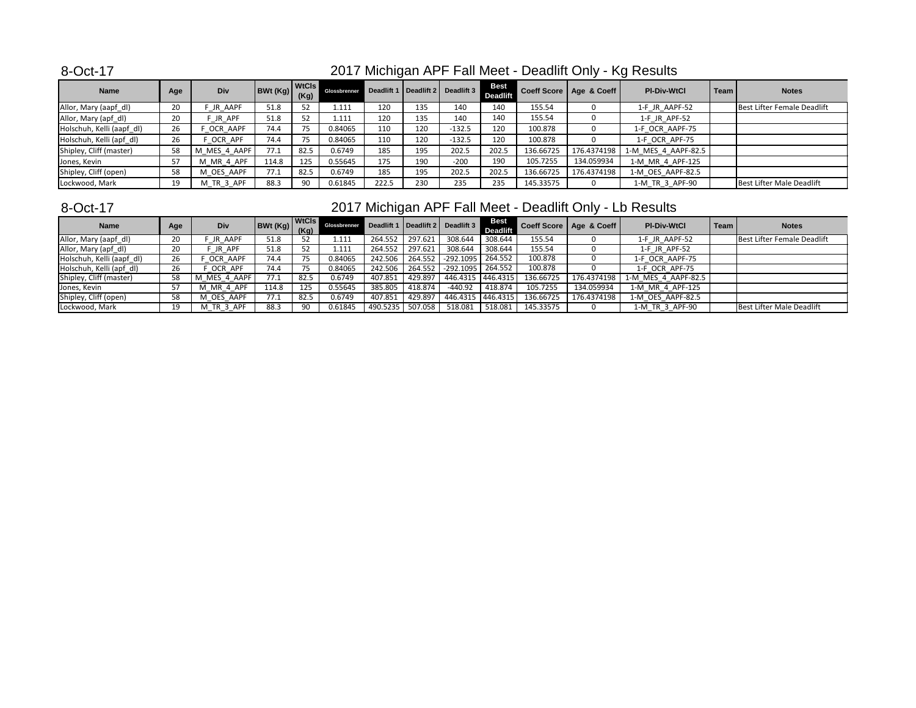8-Oct-17

## 2017 Michigan APF Fall Meet - Deadlift Only - Kg Results

| Name | Age | Div | BWt (Kg) | WtCls (Kg) | Glossbrenner | Deadlift 1 | Deadlift 2 | Deadlift 3 | Best Deadlift | Coeff Score | Age & Coeff | Pl-Div-WtCl | Team | Notes |
|---|---|---|---|---|---|---|---|---|---|---|---|---|---|---|
| Allor, Mary (aapf_dl) | 20 | F_JR_AAPF | 51.8 | 52 | 1.111 | 120 | 135 | 140 | 140 | 155.54 | 0 | 1-F_JR_AAPF-52 | | Best Lifter Female Deadlift |
| Allor, Mary (apf_dl) | 20 | F_JR_APF | 51.8 | 52 | 1.111 | 120 | 135 | 140 | 140 | 155.54 | 0 | 1-F_JR_APF-52 | | |
| Holschuh, Kelli (aapf_dl) | 26 | F_OCR_AAPF | 74.4 | 75 | 0.84065 | 110 | 120 | -132.5 | 120 | 100.878 | 0 | 1-F_OCR_AAPF-75 | | |
| Holschuh, Kelli (apf_dl) | 26 | F_OCR_APF | 74.4 | 75 | 0.84065 | 110 | 120 | -132.5 | 120 | 100.878 | 0 | 1-F_OCR_APF-75 | | |
| Shipley, Cliff (master) | 58 | M_MES_4_AAPF | 77.1 | 82.5 | 0.6749 | 185 | 195 | 202.5 | 202.5 | 136.66725 | 176.4374198 | 1-M_MES_4_AAPF-82.5 | | |
| Jones, Kevin | 57 | M_MR_4_APF | 114.8 | 125 | 0.55645 | 175 | 190 | -200 | 190 | 105.7255 | 134.059934 | 1-M_MR_4_APF-125 | | |
| Shipley, Cliff (open) | 58 | M_OES_AAPF | 77.1 | 82.5 | 0.6749 | 185 | 195 | 202.5 | 202.5 | 136.66725 | 176.4374198 | 1-M_OES_AAPF-82.5 | | |
| Lockwood, Mark | 19 | M_TR_3_APF | 88.3 | 90 | 0.61845 | 222.5 | 230 | 235 | 235 | 145.33575 | 0 | 1-M_TR_3_APF-90 | | Best Lifter Male Deadlift |

8-Oct-17

## 2017 Michigan APF Fall Meet - Deadlift Only - Lb Results

| Name | Age | Div | BWt (Kg) | WtCls (Kg) | Glossbrenner | Deadlift 1 | Deadlift 2 | Deadlift 3 | Best Deadlift | Coeff Score | Age & Coeff | Pl-Div-WtCl | Team | Notes |
|---|---|---|---|---|---|---|---|---|---|---|---|---|---|---|
| Allor, Mary (aapf_dl) | 20 | F_JR_AAPF | 51.8 | 52 | 1.111 | 264.552 | 297.621 | 308.644 | 308.644 | 155.54 | 0 | 1-F_JR_AAPF-52 | | Best Lifter Female Deadlift |
| Allor, Mary (apf_dl) | 20 | F_JR_APF | 51.8 | 52 | 1.111 | 264.552 | 297.621 | 308.644 | 308.644 | 155.54 | 0 | 1-F_JR_APF-52 | | |
| Holschuh, Kelli (aapf_dl) | 26 | F_OCR_AAPF | 74.4 | 75 | 0.84065 | 242.506 | 264.552 | -292.1095 | 264.552 | 100.878 | 0 | 1-F_OCR_AAPF-75 | | |
| Holschuh, Kelli (apf_dl) | 26 | F_OCR_APF | 74.4 | 75 | 0.84065 | 242.506 | 264.552 | -292.1095 | 264.552 | 100.878 | 0 | 1-F_OCR_APF-75 | | |
| Shipley, Cliff (master) | 58 | M_MES_4_AAPF | 77.1 | 82.5 | 0.6749 | 407.851 | 429.897 | 446.4315 | 446.4315 | 136.66725 | 176.4374198 | 1-M_MES_4_AAPF-82.5 | | |
| Jones, Kevin | 57 | M_MR_4_APF | 114.8 | 125 | 0.55645 | 385.805 | 418.874 | -440.92 | 418.874 | 105.7255 | 134.059934 | 1-M_MR_4_APF-125 | | |
| Shipley, Cliff (open) | 58 | M_OES_AAPF | 77.1 | 82.5 | 0.6749 | 407.851 | 429.897 | 446.4315 | 446.4315 | 136.66725 | 176.4374198 | 1-M_OES_AAPF-82.5 | | |
| Lockwood, Mark | 19 | M_TR_3_APF | 88.3 | 90 | 0.61845 | 490.5235 | 507.058 | 518.081 | 518.081 | 145.33575 | 0 | 1-M_TR_3_APF-90 | | Best Lifter Male Deadlift |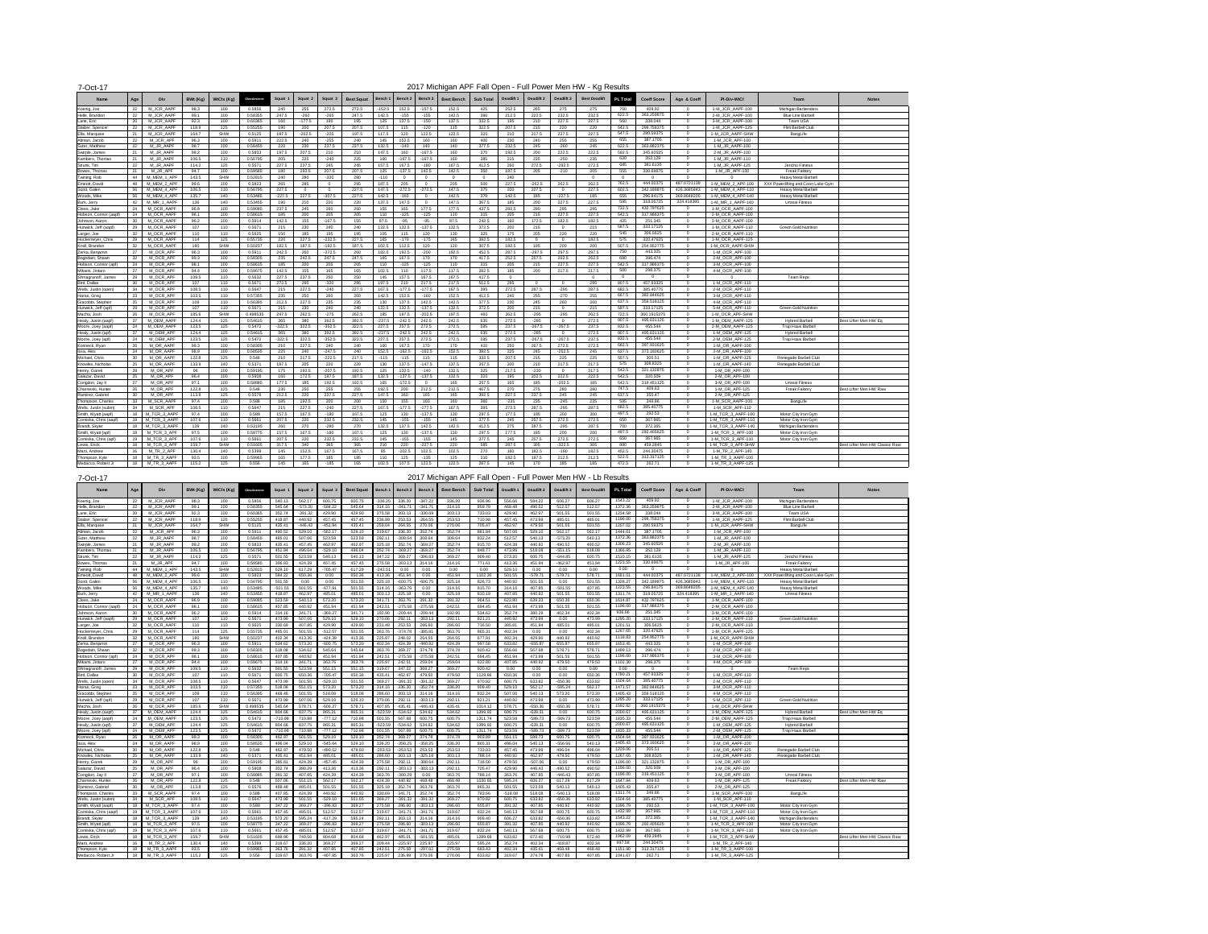7-Oct-17

## 2017 Michigan APF Fall Open - Full Power Men HW - Kg Results

| Name | Age | Div | BWt (Kg) | WtCls (Kg) | Glossbrenner | Squat 1 | Squat 2 | Squat 3 | Best Squat | Bench 1 | Bench 2 | Bench 3 | Best Bench | Sub Total | Deadlift 1 | Deadlift 2 | Deadlift 3 | Best Deadlift | PL Total | Coeff Score | Age & Coeff | Pl-Div-WtCl | Team | Notes |
|---|---|---|---|---|---|---|---|---|---|---|---|---|---|---|---|---|---|---|---|---|---|---|---|---|

7-Oct-17

## 2017 Michigan APF Fall Open - Full Power Men HW - Lb Results

| Name | Age | Div | BWt (Kg) | WtCls (Kg) | Glossbrenner | Squat 1 | Squat 2 | Squat 3 | Best Squat | Bench 1 | Bench 2 | Bench 3 | Best Bench | Sub Total | Deadlift 1 | Deadlift 2 | Deadlift 3 | Best Deadlift | PL Total | Coeff Score | Age & Coeff | Pl-Div-WtCl | Team | Notes |
|---|---|---|---|---|---|---|---|---|---|---|---|---|---|---|---|---|---|---|---|---|---|---|---|---|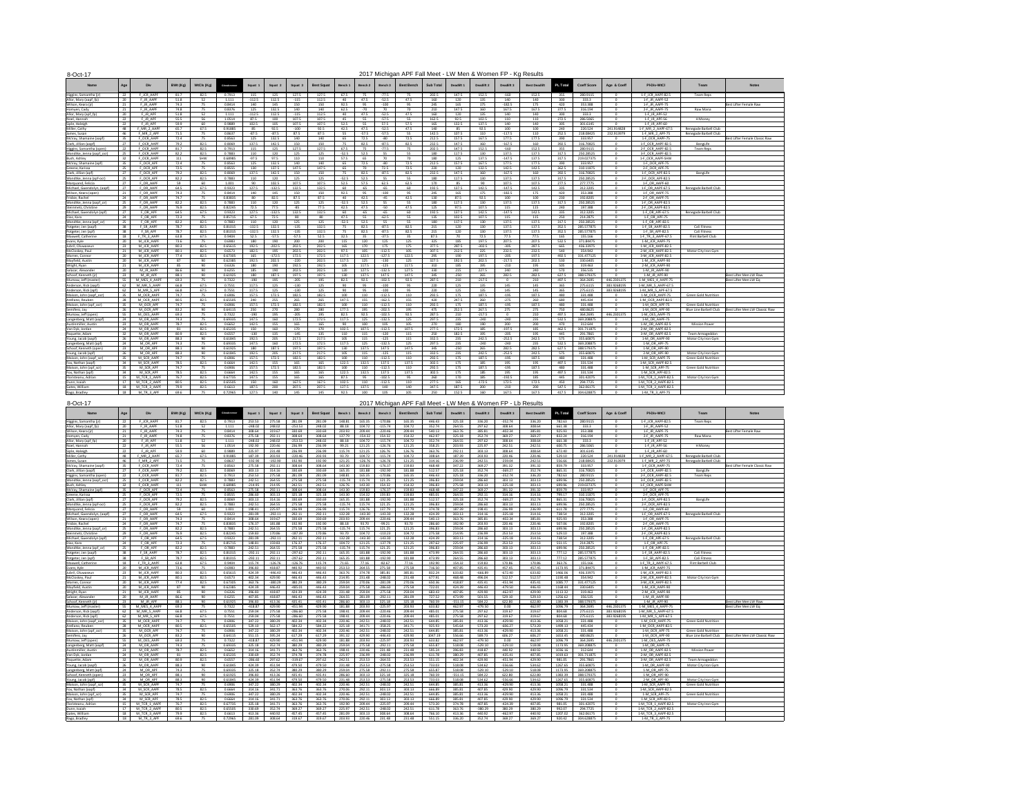8-Oct-17

# 2017 Michigan APF Fall Meet - LW Men & Women FP - Kg Results

| Name | Age | Div | BWt (Kg) | WtCls (Kg) | Glossbrenner | Squat 1 | Squat 2 | Squat 3 | Best Squat | Bench 1 | Bench 2 | Bench 3 | Best Bench | Sub Total | Deadlift 1 | Deadlift 2 | Deadlift 3 | Best Deadlift | PL Total | Coeff Score | Age & Coeff | PI-Div-WtCl | Team | Notes |
|---|---|---|---|---|---|---|---|---|---|---|---|---|---|---|---|---|---|---|---|---|---|---|---|---|
| Higgins, Samantha (jr) | 22 | F_JCR_AAPF | 81.7 | 82.5 | 0.7913 | 115 | 125 | 127.5 | 127.5 | 67.5 | 75 | -77.5 | 75 | 202.5 | 147.5 | 152.5 | -160 | 152.5 | 355 | 280.9115 | 0 | 1-F_JCR_AAPF-82.5 | Team Reps | |
| Allor, Mary (aapf_fb) | 20 | F_JR_AAPF | 51.8 | 52 | 1.111 | -112.5 | 112.5 | -115 | 112.5 | 40 | 47.5 | -52.5 | 47.5 | 160 | 120 | 135 | 140 | 140 | 300 | 333.3 | 0 | 1-F_JR_AAPF-52 | | |
| Wilson, Kearin (jr) | 21 | F_JR_AAPF | 74.3 | 75 | 0.8414 | 140 | 145 | 150 | 150 | 92.5 | 95 | -100 | 95 | 245 | 165 | 175 | -182.5 | 175 | 420 | 353.388 | 0 | 1-F_JR_AAPF-75 | | Best Lifter Female Raw |
| Homyen, Cady | 21 | F_JR_AAPF | 74.8 | 75 | 0.8376 | 125 | 132.5 | 140 | 140 | 62.5 | 70 | 70 | 70 | 210 | 147.5 | 160 | 167.5 | 167.5 | 377.5 | 316.194 | 0 | 2-F_JR_AAPF-75 | Raw Mana | |
| Allor, Mary (opf_fb) | 20 | F_JR_APF | 51.8 | 52 | 1.111 | -112.5 | 112.5 | -115 | 112.5 | 40 | 47.5 | -52.5 | 47.5 | 160 | 120 | 135 | 140 | 140 | 300 | 333.3 | 0 | 1-F_JR_APF-52 | | |
| Noel, Hannah | 22 | F_JR_APF | 55.5 | 56 | 1.0514 | 87.5 | 100 | 107.5 | 107.5 | 45 | 55 | -57.5 | 55 | 162.5 | 92.5 | 102.5 | 110 | 110 | 272.5 | 286.5065 | 0 | 1-F_JR_APF-56 | HMoney | |
| Sipie, Haleigh | 23 | F_JR_APF | 59.8 | 60 | 0.9889 | 102.5 | 105 | 107.5 | 107.5 | 52.5 | 55 | 57.5 | 57.5 | 165 | 132.5 | 137.5 | 140 | 140 | 305 | 301.6145 | 0 | 1-F_JR_APF-60 | | |
| Miller, Cathy | 48 | F_MR_2_AAPF | 65.7 | 67.5 | 0.91885 | 85 | 92.5 | -100 | 92.5 | 42.5 | 47.5 | -52.5 | 47.5 | 140 | 85 | 92.5 | 100 | 100 | 240 | 220.524 | 243.316828 | 1-F_MR_2_AAPF-67.5 | Renegade Barbell Club | |
| James, Susan | 46 | F_MR_2_APF | 71.5 | 75 | 0.8637 | -87.5 | -87.5 | 87.5 | 87.5 | 55 | -57.5 | 57.5 | 57.5 | 145 | 102.5 | 110 | -117.5 | 110 | 252.5 | 218.08425 | 232.913979 | 1-F_MR_2_APF-75 | Renegade Barbell Club | |
| McVay, Shamaine (aapf) | 35 | F_OCR_AAPF | 72.4 | 75 | 0.8564 | 125 | 132.5 | 140 | 140 | 65 | 72.5 | -80 | 72.5 | 212.5 | 157.5 | 167.5 | 177.5 | 177.5 | 390 | 333.996 | 0 | 1-F_OCR_AAPF-75 | | Best Lifter Female Classic Raw |
| Clark, Jillian (aapf) | 27 | F_OCR_AAPF | 79.2 | 82.5 | 0.8069 | 125 | 142.5 | 150 | 150 | 75 | 82.5 | -87.5 | 82.5 | 232.5 | 142.5 | 160 | -167.5 | 160 | 392.5 | 316.70825 | 0 | 1-F_OCR_AAPF-82.5 | Bangsfit | |
| Higgins, Samantha (open) | 22 | F_OCR_AAPF | 81.7 | 82.5 | 0.7913 | 115 | 125 | 127.5 | 127.5 | 67.5 | 75 | -77.5 | 75 | 202.5 | 147.5 | 152.5 | -160 | 152.5 | 355 | 280.9115 | 0 | 2-F_OCR_AAPF-82.5 | Team Reps | |
| Wandtke, Jenna (aapf_cr) | 25 | F_OCR_AAPF | 82.2 | 82.5 | 0.7883 | 110 | 120 | 125 | 125 | -52.5 | 52.5 | 55 | 55 | 180 | 117.5 | 130 | 137.5 | 137.5 | 317.5 | 250.28525 | 0 | 3-F_OCR_AAPF-82.5 | | |
| Bush, Ashley | 32 | F_OCR_AAPF | 111 | SHW | 0.68965 | -97.5 | 97.5 | 110 | 110 | 57.5 | 65 | 70 | 70 | 180 | 125 | 137.5 | -147.5 | 137.5 | 317.5 | 218.963875 | 0 | 1-F_OCR_AAPF-SHW | | |
| McVay, Shamaine (opf) | 35 | F_OCR_APF | 72.4 | 75 | 0.8564 | 125 | 132.5 | 140 | 140 | 65 | 72.5 | -80 | 72.5 | 212.5 | 157.5 | 167.5 | 177.5 | 177.5 | 390 | 333.996 | 0 | 1-F_OCR_APF-75 | | |
| Greene, Karissa | 25 | F_OCR_APF | 72.5 | 75 | 0.8556 | 130 | 137.5 | 147.5 | 147.5 | 65 | 70 | 72.5 | 72.5 | 220 | 120 | 132.5 | 142.5 | 142.5 | 362.5 | 310.155 | 0 | 2-F_OCR_APF-75 | | |
| Clark, Jillian (opf) | 27 | F_OCR_APF | 79.2 | 82.5 | 0.8069 | 125 | 142.5 | 150 | 150 | 75 | 82.5 | -87.5 | 82.5 | 232.5 | 142.5 | 160 | -167.5 | 160 | 392.5 | 316.70825 | 0 | 1-F_OCR_APF-82.5 | Bangsfit | |
| Wandtke, Jenna (opf_cr) | 25 | F_OCR_APF | 82.2 | 82.5 | 0.7883 | 110 | 120 | 125 | 125 | -52.5 | 52.5 | 55 | 55 | 180 | 117.5 | 130 | 137.5 | 137.5 | 317.5 | 250.28525 | 0 | 2-F_OCR_APF-82.5 | | |
| Marquardt, Felicia | 27 | F_OR_AAPF | 59 | 60 | 1.001 | 90 | 102.5 | 107.5 | 107.5 | 52.5 | 57.5 | 62.5 | 62.5 | 170 | 85 | 90 | 107.5 | 107.5 | 277.5 | 277.7775 | 0 | 1-F_OR_AAPF-60 | | |
| Michael, Gwendolyn (aapf) | 27 | F_OR_AAPF | 64.5 | 67.5 | 0.9322 | 127.5 | -132.5 | 132.5 | 132.5 | 60 | -65 | -65 | 60 | 192.5 | 137.5 | 142.5 | -147.5 | 142.5 | 335 | 312.287 | 0 | 1-F_OR_AAPF-67.5 | Renegade Barbell Club | |
| Wilson, Kearin (open) | 21 | F_OR_AAPF | 74.3 | 75 | 0.8414 | 140 | 145 | 150 | 150 | 92.5 | 95 | -100 | 95 | 245 | 165 | 175 | -182.5 | 175 | 420 | 353.388 | 0 | 1-F_OR_AAPF-75 | | |
| Frisbie, Rachel | 24 | F_OR_AAPF | 74.7 | 75 | 0.8383 | 80 | 82.5 | 87.5 | 87.5 | 40 | 42.5 | -45 | 42.5 | 130 | 87.5 | 92.5 | 100 | 100 | 230 | 192.809 | 0 | 2-F_OR_AAPF-75 | | |
| Wandtke, Jenna (aapf_or) | 25 | F_OR_AAPF | 82.2 | 82.5 | 0.7883 | 110 | 120 | 125 | 125 | -52.5 | 52.5 | 55 | 55 | 180 | 117.5 | 130 | 137.5 | 137.5 | 317.5 | 250.28525 | 0 | 1-F_OR_AAPF-82.5 | | |
| Steinmetz, Christine | 29 | F_OR_AAPF | 76.8 | 82.5 | 0.82245 | 72.5 | 77.5 | -85 | 77.5 | 42.5 | 47.5 | -50 | 47.5 | 125 | 97.5 | 107.5 | 115 | 115 | 240 | 197.388 | 0 | 2-F_OR_AAPF-82.5 | | |
| Michael, Gwendolyn (opf) | 27 | F_OR_APF | 64.5 | 67.5 | 0.9322 | 127.5 | -132.5 | 132.5 | 132.5 | 60 | -65 | -65 | 60 | 192.5 | 137.5 | 142.5 | -147.5 | 142.5 | 335 | 312.287 | 0 | 1-F_OR_APF-67.5 | Renegade Barbell Club | |
| Diaz, Kara | 24 | F_OR_APF | 72.3 | 75 | 0.85715 | 67.5 | 72.5 | 80 | 80 | 47.5 | 55 | -62.5 | 55 | 135 | 102.5 | 107.5 | 115 | 115 | 250 | 214.2875 | 0 | 1-F_OR_APF-75 | | |
| Wandtke, Jenna (opf_or) | 25 | F_OR_APF | 82.2 | 82.5 | 0.7883 | 110 | 120 | 125 | 125 | -52.5 | 52.5 | 55 | 55 | 180 | 117.5 | 130 | 137.5 | 137.5 | 317.5 | 250.28525 | 0 | 1-F_OR_APF-82.5 | | |
| Potgeter, Jen (aapf) | 38 | F_SR_AAPF | 78.7 | 82.5 | 0.81015 | -132.5 | 132.5 | -135 | 132.5 | 75 | 82.5 | -87.5 | 82.5 | 215 | 120 | 130 | 137.5 | 137.5 | 352.5 | 285.577875 | 0 | 1-F_SR_AAPF-82.5 | Cali Fitness | |
| Potgeter, Jen (opf) | 38 | F_SR_APF | 78.7 | 82.5 | 0.81015 | -132.5 | 132.5 | -135 | 132.5 | 75 | 82.5 | -87.5 | 82.5 | 215 | 120 | 130 | 137.5 | 137.5 | 352.5 | 285.577875 | 0 | 1-F_SR_APF-82.5 | Cali Fitness | |
| Maxwell, Catherine | 18 | F_TR_3_AAPF | 63.8 | 67.5 | 0.9404 | 52.5 | -57.5 | -57.5 | 52.5 | 32.5 | 35 | -37.5 | 35 | 87.5 | 70 | 72.5 | 77.5 | 77.5 | 165 | 155.166 | 0 | 1-F_TR_3_AAPF-67.5 | Flint Barbell Club | |
| Evans, Kyle | 20 | M_JCR_AAPF | 73.6 | 75 | 0.69835 | 180 | 190 | 200 | 200 | 115 | 120 | 125 | 125 | 325 | 185 | 197.5 | 207.5 | 207.5 | 532.5 | 371.87138 | 0 | 1-M_JCR_AAPF-75 | | |
| Jubril, Oluwaseun | 23 | M_JCR_AAPF | 80.3 | 82.5 | 0.65615 | 192.5 | -202.5 | 202.5 | 202.5 | 165 | 170 | 175 | 175 | 377.5 | 287.5 | -302.5 | -305 | 287.5 | 665 | 436.33975 | 0 | 1-M_JCR_AAPF-82.5 | | |
| McCloskey, Paul | 21 | M_JCR_AAPF | 80.3 | 82.5 | 0.6572 | 182.5 | 195 | 202.5 | 202.5 | 87.5 | 105 | -112.5 | 105 | 307.5 | 212.5 | 225 | 232.5 | 232.5 | 540 | 354.942 | 0 | 2-M_JCR_AAPF-82.5 | Motor City Iron Gym | |
| Warner, Connor | 20 | M_JCR_AAPF | 77.4 | 82.5 | 0.67305 | 165 | 172.5 | -172.5 | 172.5 | 122.5 | -127.5 | -127.5 | 122.5 | 295 | 190 | 197.5 | -205 | 197.5 | 492.5 | 331.477125 | 0 | 3-M_JCR_AAPF-82.5 | | |
| Mayfield, Austin | 20 | M_JCR_AAPF | 87 | 90 | 0.62385 | 192.5 | 202.5 | -220 | 202.5 | 117.5 | 125 | -130 | 125 | 327.5 | 192.5 | 202.5 | -217.5 | 202.5 | 530 | 330.6405 | 0 | 1-M_JCR_AAPF-90 | | |
| Wright, Ryan | 21 | M_JCR_AAPF | 85 | 90 | 0.6326 | 180 | 190 | 192.5 | 192.5 | 105 | 117.5 | -125 | 117.5 | 310 | 185 | 195 | -210 | 195 | 505 | 319.463 | 0 | 2-M_JCR_AAPF-90 | | |
| Salazar, Alexander | 20 | M_JR_AAPF | 86.6 | 90 | 0.6255 | 180 | 190 | 202.5 | 202.5 | 120 | 127.5 | -132.5 | 127.5 | 330 | 215 | 227.5 | 240 | 240 | 570 | 356.535 | 0 | 1-M_JR_AAPF-90 | | |
| Schoof, Kenneth (jr) | 23 | M_JR_APF | 88.1 | 90 | 0.61915 | 180 | 187.5 | 197.5 | 197.5 | 130 | 137.5 | 147.5 | 147.5 | 345 | 245 | 265 | 282.5 | 282.5 | 627.5 | 388.516625 | 0 | 1-M_JR_APF-90 | | Best Lifter Men LW Raw |
| Munsey, Jeff (master) | 55 | M_MES_4_AAPF | 69.3 | 75 | 0.7322 | -190 | 195 | -205 | 195 | 82.5 | 92.5 | -95 | 92.5 | 287.5 | 205 | 210 | -217.5 | 210 | 497.5 | 364.2695 | 446.2301375 | 1-M_MES_4_AAPF-75 | | Best Lifter Men LW Eq |
| Anderson, Rick (aapf) | 62 | M_MR_5_AAPF | 66.8 | 67.5 | 0.7551 | 117.5 | 125 | -130 | 125 | 80 | 95 | -100 | 95 | 220 | 125 | 135 | 145 | 145 | 365 | 275.6115 | 383.9268195 | 1-M_MR_5_AAPF-67.5 | | |
| Anderson, Rick (opf) | 62 | M_MR_5_APF | 66.8 | 67.5 | 0.7551 | 117.5 | 125 | -130 | 125 | 80 | 95 | -100 | 95 | 220 | 125 | 135 | 145 | 145 | 365 | 275.6115 | 383.9268195 | 1-M_MR_5_APF-67.5 | | |
| Mission, John (aapf_ocr) | 35 | M_OCR_AAPF | 74.7 | 75 | 0.6906 | 157.5 | 172.5 | 182.5 | 182.5 | 100 | 110 | -112.5 | 110 | 292.5 | 175 | 187.5 | -195 | 187.5 | 480 | 331.488 | 0 | 1-M_OCR_AAPF-75 | Green Gold Nutrition | |
| Arellano, Reuben | 28 | M_OCR_AAPF | 80.5 | 82.5 | 0.65505 | 240 | 255 | 265 | 265 | 147.5 | 155 | -162.5 | 155 | 420 | 247.5 | 260 | -275 | 260 | 680 | 445.434 | 0 | 1-M_OCR_AAPF-82.5 | | |
| Mission, John (opf_ocr) | 35 | M_OCR_APF | 74.7 | 75 | 0.6906 | 157.5 | 172.5 | 182.5 | 182.5 | 100 | 110 | -112.5 | 110 | 292.5 | 175 | 187.5 | -195 | 187.5 | 480 | 331.488 | 0 | 1-M_OCR_APF-75 | Green Gold Nutrition | |
| Semifero, Jay | 26 | M_OCR_APF | 83.2 | 90 | 0.64115 | 250 | 270 | 280 | 280 | 177.5 | 195 | -202.5 | 195 | 475 | 252.5 | 267.5 | 275 | 275 | 750 | 480.8625 | 0 | 1-M_OCR_APF-90 | Blue Line Barbell Club | Best Lifter Men LW Classic Raw |
| Munsey, Jeff (open) | 55 | M_OES_AAPF | 69.3 | 75 | 0.7322 | -190 | 195 | -205 | 195 | 82.5 | 92.5 | -95 | 92.5 | 287.5 | 205 | 210 | -217.5 | 210 | 497.5 | 364.2695 | 446.2301375 | 1-M_OES_AAPF-75 | | |
| Langenberg, Matt (aapf) | 24 | M_OR_AAPF | 74.3 | 75 | 0.69335 | 147.5 | 160 | 172.5 | 172.5 | 117.5 | 125 | -132.5 | 125 | 297.5 | 225 | 235 | -240 | 235 | 532.5 | 369.208875 | 0 | 1-M_OR_AAPF-75 | | |
| Austinmiller, Austin | 23 | M_OR_AAPF | 78.7 | 82.5 | 0.6652 | 152.5 | 155 | 165 | 165 | 90 | 100 | 105 | 105 | 270 | 160 | 180 | 200 | 200 | 470 | 312.644 | 0 | 1-M_OR_AAPF-82.5 | Mission Power | |
| Van Dyk, Jordan | 24 | M_OR_AAPF | 81 | 82.5 | 0.65235 | 130 | 150 | 170 | 170 | 102.5 | 107.5 | -112.5 | 107.5 | 277.5 | 172.5 | 185 | -197.5 | 185 | 462.5 | 301.711875 | 0 | 2-M_OR_AAPF-82.5 | | |
| Paquette, Adam | 32 | M_OR_AAPF | 80.9 | 82.5 | 0.6557 | 130 | 145 | -145 | 145 | 110 | -120 | 115 | 115 | 260 | 182.5 | 195 | -205 | 195 | 455 | 298.3435 | 0 | 3-M_OR_AAPF-82.5 | Team Armageddon | |
| Young, Jacob (aapf) | 26 | M_OR_AAPF | 88.3 | 90 | 0.61845 | 192.5 | 205 | 217.5 | 217.5 | 105 | 115 | -125 | 115 | 332.5 | 235 | 242.5 | -252.5 | 242.5 | 575 | 355.60875 | 0 | 1-M_OR_AAPF-90 | Motor City Iron Gym | |
| Langenberg, Matt (opf) | 24 | M_OR_APF | 74.3 | 75 | 0.69335 | 147.5 | 160 | 172.5 | 172.5 | 117.5 | 125 | -132.5 | 125 | 297.5 | 225 | 235 | -240 | 235 | 532.5 | 369.208875 | 0 | 1-M_OR_APF-75 | | |
| Schoof, Kenneth (open) | 23 | M_OR_APF | 88.1 | 90 | 0.61915 | 180 | 187.5 | 197.5 | 197.5 | 130 | 137.5 | 147.5 | 147.5 | 345 | 245 | 265 | 282.5 | 282.5 | 627.5 | 388.516625 | 0 | 1-M_OR_APF-90 | | |
| Young, Jacob (opf) | 26 | M_OR_APF | 88.3 | 90 | 0.61845 | 192.5 | 205 | 217.5 | 217.5 | 105 | 115 | -125 | 115 | 332.5 | 235 | 242.5 | -252.5 | 242.5 | 575 | 355.60875 | 0 | 2-M_OR_APF-90 | Motor City Iron Gym | |
| Mission, John (aapf_scr) | 35 | M_SCR_AAPF | 74.7 | 75 | 0.6906 | 157.5 | 172.5 | 182.5 | 182.5 | 100 | 110 | -112.5 | 110 | 292.5 | 175 | 187.5 | -195 | 187.5 | 480 | 331.488 | 0 | 1-M_SCR_AAPF-75 | Green Gold Nutrition | |
| Fox, Nathan (aapf) | 34 | M_SCR_AAPF | 78.5 | 82.5 | 0.6664 | 152.5 | 155 | 165 | 165 | 122.5 | 132.5 | 137.5 | 137.5 | 302.5 | 175 | 185 | 195 | 195 | 497.5 | 331.534 | 0 | 1-M_SCR_AAPF-82.5 | | |
| Mission, John (opf_scr) | 35 | M_SCR_APF | 74.7 | 75 | 0.6906 | 157.5 | 172.5 | 182.5 | 182.5 | 100 | 110 | -112.5 | 110 | 292.5 | 175 | 187.5 | -195 | 187.5 | 480 | 331.488 | 0 | 1-M_SCR_APF-75 | Green Gold Nutrition | |
| Fox, Nathan (opf) | 34 | M_SCR_APF | 78.5 | 82.5 | 0.6664 | 152.5 | 155 | 165 | 165 | 122.5 | 132.5 | 137.5 | 137.5 | 302.5 | 175 | 185 | 195 | 195 | 497.5 | 331.534 | 0 | 1-M_SCR_APF-82.5 | | |
| Florentyna, Adrian | 15 | M_TCR_1_AAPF | 80.5 | 82.5 | 0.67735 | 147.5 | 155 | 165 | 165 | 87.5 | 95 | -102.5 | 95 | 260 | 170 | 180 | -192.5 | 180 | 440 | 301.42075 | 0 | 1-M_TCR_1_AAPF-82.5 | Motor City Iron Gym | |
| Dunn, Isaiah | 17 | M_TCR_2_AAPF | 80.5 | 82.5 | 0.65505 | 150 | 160 | 167.5 | 167.5 | 102.5 | 110 | -112.5 | 110 | 277.5 | 155 | 165 | 172.5 | 172.5 | 450 | 294.7725 | 0 | 1-M_TCR_2_AAPF-82.5 | | |
| Gates, William | 18 | M_TR_3_AAPF | 79.9 | 82.5 | 0.6613 | 187.5 | 200 | 207.5 | 207.5 | 127.5 | 137.5 | 140 | 140 | 347.5 | 187.5 | 200 | -210 | 200 | 547.5 | 362.06175 | 0 | 1-M_TR_3_AAPF-82.5 | | |
| Rago, Bradley | 18 | M_TR_3_AAPF | 69.6 | 75 | 0.72965 | 127.5 | 140 | 145 | 145 | 92.5 | 100 | 105 | 105 | 250 | 152.5 | 160 | 167.5 | 167.5 | 417.5 | 304.628875 | 0 | 1-M_TR_3_AAPF-75 | | |

8-Oct-17

# 2017 Michigan APF Fall Meet - LW Men & Women FP - Lb Results

| Name | Age | Div | BWt (Kg) | WtCls (Kg) | Glossbrenner | Squat 1 | Squat 2 | Squat 3 | Best Squat | Bench 1 | Bench 2 | Bench 3 | Best Bench | Sub Total | Deadlift 1 | Deadlift 2 | Deadlift 3 | Best Deadlift | PL Total | Coeff Score | Age & Coeff | PI-Div-WtCl | Team | Notes |
|---|---|---|---|---|---|---|---|---|---|---|---|---|---|---|---|---|---|---|---|---|---|---|---|---|
| Higgins, Samantha (jr) | 22 | F_JCR_AAPF | 81.7 | 82.5 | 0.7913 | 253.53 | 275.58 | 281.09 | 281.09 | 148.81 | 165.35 | -170.86 | 165.35 | 446.43 | 325.18 | 336.20 | -352.74 | 336.20 | 782.64 | 280.9115 | 0 | 1-F_JCR_AAPF-82.5 | Team Reps | |
| Allor, Mary (aapf_fb) | 20 | F_JR_AAPF | 51.8 | 52 | 1.111 | -248.02 | 248.02 | -253.53 | 248.02 | 88.18 | 104.72 | -115.74 | 104.72 | 352.74 | 264.55 | 297.62 | 308.65 | 308.65 | 661.39 | 333.3 | 0 | 1-F_JR_AAPF-52 | | |
| Wilson, Kearin (jr) | 21 | F_JR_AAPF | 74.3 | 75 | 0.8414 | 308.65 | 319.67 | 330.69 | 330.69 | 203.93 | 209.44 | -220.46 | 209.44 | 540.13 | 363.76 | 385.81 | -402.34 | 385.81 | 925.94 | 353.388 | 0 | 1-F_JR_AAPF-75 | | Best Lifter Female Raw |
| Homyen, Cady | 21 | F_JR_AAPF | 74.8 | 75 | 0.8376 | 275.58 | 292.11 | 308.65 | 308.65 | 137.79 | 154.32 | 154.32 | 154.32 | 462.97 | 325.18 | 352.74 | 369.27 | 369.27 | 832.24 | 316.194 | 0 | 2-F_JR_AAPF-75 | Raw Mana | |
| Allor, Mary (opf_fb) | 20 | F_JR_APF | 51.8 | 52 | 1.111 | -248.02 | 248.02 | -253.53 | 248.02 | 88.18 | 104.72 | -115.74 | 104.72 | 352.74 | 264.55 | 297.62 | 308.65 | 308.65 | 661.39 | 333.3 | 0 | 1-F_JR_APF-52 | | |
| Noel, Hannah | 22 | F_JR_APF | 55.5 | 56 | 1.0514 | 192.90 | 220.46 | 237.00 | 237.00 | 99.21 | 121.25 | -126.77 | 121.25 | 358.25 | 203.93 | 225.97 | 242.51 | 242.51 | 600.76 | 286.5065 | 0 | 1-F_JR_APF-56 | HMoney | |
| Sipie, Haleigh | 23 | F_JR_APF | 59.8 | 60 | 0.9889 | 225.97 | 231.49 | 237.00 | 237.00 | 115.74 | 121.25 | 126.77 | 126.77 | 363.76 | 292.11 | 303.14 | 308.65 | 308.65 | 672.41 | 301.6145 | 0 | 1-F_JR_APF-60 | | |
| Miller, Cathy | 48 | F_MR_2_AAPF | 65.7 | 67.5 | 0.91885 | 187.39 | 203.93 | -220.46 | 203.93 | 93.70 | 104.72 | -115.74 | 104.72 | 308.65 | 187.39 | 203.93 | 220.46 | 220.46 | 529.11 | 220.524 | 243.316828 | 1-F_MR_2_AAPF-67.5 | Renegade Barbell Club | |
| James, Susan | 46 | F_MR_2_APF | 71.5 | 75 | 0.8637 | -192.90 | -192.90 | 192.90 | 192.90 | 121.25 | -126.77 | 126.77 | 126.77 | 319.67 | 225.97 | 242.51 | -259.04 | 242.51 | 556.67 | 218.08425 | 232.913979 | 1-F_MR_2_APF-75 | Renegade Barbell Club | |
| McVay, Shamaine (aapf) | 35 | F_OCR_AAPF | 72.4 | 75 | 0.8564 | 275.58 | 292.11 | 308.65 | 308.65 | 143.30 | 159.83 | -176.37 | 159.83 | 468.48 | 347.23 | 369.27 | 391.32 | 391.32 | 859.80 | 333.996 | 0 | 1-F_OCR_AAPF-75 | | Best Lifter Female Classic Raw |
| Clark, Jillian (aapf) | 27 | F_OCR_AAPF | 79.2 | 82.5 | 0.8069 | 275.58 | 314.16 | 330.69 | 330.69 | 165.35 | 181.88 | -192.90 | 181.88 | 512.57 | 314.16 | 352.74 | -369.27 | 352.74 | 865.31 | 316.70825 | 0 | 1-F_OCR_AAPF-82.5 | Bangsfit | |
| Higgins, Samantha (open) | 22 | F_OCR_AAPF | 81.7 | 82.5 | 0.7913 | 253.53 | 275.58 | 281.09 | 281.09 | 148.81 | 165.35 | -170.86 | 165.35 | 446.43 | 325.18 | 336.20 | -352.74 | 336.20 | 782.64 | 280.9115 | 0 | 2-F_OCR_AAPF-82.5 | Team Reps | |
| Wandtke, Jenna (aapf_cr) | 25 | F_OCR_AAPF | 82.2 | 82.5 | 0.7883 | 242.51 | 264.55 | 275.58 | 275.58 | -115.74 | 115.74 | 121.25 | 121.25 | 396.83 | 259.04 | 286.60 | 303.14 | 303.14 | 699.97 | 250.28525 | 0 | 3-F_OCR_AAPF-82.5 | | |
| Bush, Ashley | 32 | F_OCR_AAPF | 111 | SHW | 0.68965 | -214.95 | 214.95 | 242.51 | 242.51 | 126.77 | 143.30 | 154.32 | 154.32 | 396.83 | 275.58 | 303.14 | -325.18 | 303.14 | 699.97 | 218.963875 | 0 | 1-F_OCR_AAPF-SHW | | |
| McVay, Shamaine (opf) | 35 | F_OCR_APF | 72.4 | 75 | 0.8564 | 275.58 | 292.11 | 308.65 | 308.65 | 143.30 | 159.83 | -176.37 | 159.83 | 468.48 | 347.23 | 369.27 | 391.32 | 391.32 | 859.80 | 333.996 | 0 | 1-F_OCR_APF-75 | | |
| Greene, Karissa | 25 | F_OCR_APF | 72.5 | 75 | 0.8556 | 286.60 | 303.14 | 325.18 | 325.18 | 143.30 | 154.32 | 159.83 | 159.83 | 485.02 | 264.55 | 292.11 | 314.16 | 314.16 | 799.17 | 310.155 | 0 | 2-F_OCR_APF-75 | | |
| Clark, Jillian (opf) | 27 | F_OCR_APF | 79.2 | 82.5 | 0.8069 | 275.58 | 314.16 | 330.69 | 330.69 | 165.35 | 181.88 | -192.90 | 181.88 | 512.57 | 314.16 | 352.74 | -369.27 | 352.74 | 865.31 | 316.70825 | 0 | 1-F_OCR_APF-82.5 | Bangsfit | |
| Wandtke, Jenna (opf_cr) | 25 | F_OCR_APF | 82.2 | 82.5 | 0.7883 | 242.51 | 264.55 | 275.58 | 275.58 | -115.74 | 115.74 | 121.25 | 121.25 | 396.83 | 259.04 | 286.60 | 303.14 | 303.14 | 699.97 | 250.28525 | 0 | 2-F_OCR_APF-82.5 | | |
| Marquardt, Felicia | 27 | F_OR_AAPF | 59 | 60 | 1.001 | 198.42 | 225.97 | 237.00 | 237.00 | 115.74 | 126.77 | 137.79 | 137.79 | 374.79 | 187.39 | 198.42 | 237.00 | 237.00 | 611.78 | 277.7775 | 0 | 1-F_OR_AAPF-60 | | |
| Michael, Gwendolyn (aapf) | 27 | F_OR_AAPF | 64.5 | 67.5 | 0.9322 | 281.09 | -292.11 | 292.11 | 292.11 | 132.28 | -143.30 | -143.30 | 132.28 | 424.39 | 303.14 | 314.16 | -325.18 | 314.16 | 738.55 | 312.287 | 0 | 1-F_OR_AAPF-67.5 | Renegade Barbell Club | |
| Wilson, Kearin (open) | 21 | F_OR_AAPF | 74.3 | 75 | 0.8414 | 308.65 | 319.67 | 330.69 | 330.69 | 203.93 | 209.44 | -220.46 | 209.44 | 540.13 | 363.76 | 385.81 | -402.34 | 385.81 | 925.94 | 353.388 | 0 | 1-F_OR_AAPF-75 | | |
| Frisbie, Rachel | 24 | F_OR_AAPF | 74.7 | 75 | 0.8383 | 176.37 | 181.88 | 192.90 | 192.90 | 88.18 | 93.70 | -99.21 | 93.70 | 286.60 | 192.90 | 203.93 | 220.46 | 220.46 | 507.06 | 192.809 | 0 | 2-F_OR_AAPF-75 | | |
| Wandtke, Jenna (aapf_or) | 25 | F_OR_AAPF | 82.2 | 82.5 | 0.7883 | 242.51 | 264.55 | 275.58 | 275.58 | -115.74 | 115.74 | 121.25 | 121.25 | 396.83 | 259.04 | 286.60 | 303.14 | 303.14 | 699.97 | 250.28525 | 0 | 1-F_OR_AAPF-82.5 | | |
| Steinmetz, Christine | 29 | F_OR_AAPF | 76.8 | 82.5 | 0.82245 | 159.83 | 170.86 | -187.39 | 170.86 | 93.70 | 104.72 | -110.23 | 104.72 | 275.58 | 214.95 | 237.00 | 253.53 | 253.53 | 529.11 | 197.388 | 0 | 2-F_OR_AAPF-82.5 | | |
| Michael, Gwendolyn (opf) | 27 | F_OR_APF | 64.5 | 67.5 | 0.9322 | 281.09 | -292.11 | 292.11 | 292.11 | 132.28 | -143.30 | -143.30 | 132.28 | 424.39 | 303.14 | 314.16 | -325.18 | 314.16 | 738.55 | 312.287 | 0 | 1-F_OR_APF-67.5 | Renegade Barbell Club | |
| Diaz, Kara | 24 | F_OR_APF | 72.3 | 75 | 0.85715 | 148.81 | 159.83 | 176.37 | 176.37 | 104.72 | 121.25 | -137.79 | 121.25 | 297.62 | 225.97 | 237.00 | 253.53 | 253.53 | 551.16 | 214.2875 | 0 | 1-F_OR_APF-75 | | |
| Wandtke, Jenna (opf_or) | 25 | F_OR_APF | 82.2 | 82.5 | 0.7883 | 242.51 | 264.55 | 275.58 | 275.58 | -115.74 | 115.74 | 121.25 | 121.25 | 396.83 | 259.04 | 286.60 | 303.14 | 303.14 | 699.97 | 250.28525 | 0 | 1-F_OR_APF-82.5 | | |
| Potgeter, Jen (aapf) | 38 | F_SR_AAPF | 78.7 | 82.5 | 0.81015 | -292.11 | 292.11 | -297.62 | 292.11 | 165.35 | 181.88 | -192.90 | 181.88 | 473.99 | 264.55 | 286.60 | 303.14 | 303.14 | 777.13 | 285.577875 | 0 | 1-F_SR_AAPF-82.5 | Cali Fitness | |
| Potgeter, Jen (opf) | 38 | F_SR_APF | 78.7 | 82.5 | 0.81015 | -292.11 | 292.11 | -297.62 | 292.11 | 165.35 | 181.88 | -192.90 | 181.88 | 473.99 | 264.55 | 286.60 | 303.14 | 303.14 | 777.13 | 285.577875 | 0 | 1-F_SR_APF-82.5 | Cali Fitness | |
| Maxwell, Catherine | 18 | F_TR_3_AAPF | 63.8 | 67.5 | 0.9404 | 115.74 | -126.77 | -126.77 | 115.74 | 71.65 | 77.16 | -82.67 | 77.16 | 192.90 | 154.32 | 159.83 | 170.86 | 170.86 | 363.76 | 155.166 | 0 | 1-F_TR_3_AAPF-67.5 | Flint Barbell Club | |
| Evans, Kyle | 20 | M_JCR_AAPF | 73.6 | 75 | 0.69835 | 396.83 | 418.88 | 440.92 | 440.92 | 253.53 | 264.55 | 275.58 | 275.58 | 716.50 | 407.85 | 435.41 | 457.46 | 457.46 | 1173.96 | 371.87138 | 0 | 1-M_JCR_AAPF-75 | | |
| Jubril, Oluwaseun | 23 | M_JCR_AAPF | 80.3 | 82.5 | 0.65615 | 424.39 | -446.44 | 446.44 | 446.44 | 363.76 | 374.79 | 385.81 | 385.81 | 832.24 | 633.83 | -666.90 | -672.41 | 633.83 | 1466.07 | 436.33975 | 0 | 1-M_JCR_AAPF-82.5 | | |
| McCloskey, Paul | 21 | M_JCR_AAPF | 80.3 | 82.5 | 0.6572 | 402.34 | 429.90 | 446.44 | 446.44 | 192.90 | 231.49 | -248.02 | 231.49 | 677.92 | 468.48 | 496.04 | 512.57 | 512.57 | 1190.49 | 354.942 | 0 | 2-M_JCR_AAPF-82.5 | Motor City Iron Gym | |
| Warner, Connor | 20 | M_JCR_AAPF | 77.4 | 82.5 | 0.67305 | 363.76 | 380.30 | -380.30 | 380.30 | 270.07 | -281.09 | -281.09 | 270.07 | 650.36 | 418.88 | 435.41 | -451.95 | 435.41 | 1085.78 | 331.477125 | 0 | 3-M_JCR_AAPF-82.5 | | |
| Mayfield, Austin | 20 | M_JCR_AAPF | 87 | 90 | 0.62385 | 424.39 | 446.44 | -485.02 | 446.44 | 259.04 | 275.58 | -286.60 | 275.58 | 722.01 | 424.39 | 446.44 | -479.50 | 446.44 | 1168.45 | 330.6405 | 0 | 1-M_JCR_AAPF-90 | | |
| Wright, Ryan | 21 | M_JCR_AAPF | 85 | 90 | 0.6326 | 396.83 | 418.88 | 424.39 | 424.39 | 231.49 | 259.04 | -275.58 | 259.04 | 683.43 | 407.85 | 429.90 | -462.97 | 429.90 | 1113.33 | 319.463 | 0 | 2-M_JCR_AAPF-90 | | |
| Salazar, Alexander | 20 | M_JR_AAPF | 86.6 | 90 | 0.6255 | 396.83 | 418.88 | 446.44 | 446.44 | 264.55 | 281.09 | -292.11 | 281.09 | 727.52 | 473.99 | 501.55 | 529.11 | 529.11 | 1256.63 | 356.535 | 0 | 1-M_JR_AAPF-90 | | |
| Schoof, Kenneth (jr) | 23 | M_JR_APF | 88.1 | 90 | 0.61915 | 396.83 | 413.37 | 435.41 | 435.41 | 286.60 | 303.14 | 325.18 | 325.18 | 760.59 | 540.13 | 584.22 | 622.81 | 622.81 | 1383.40 | 388.516625 | 0 | 1-M_JR_APF-90 | | Best Lifter Men LW Raw |
| Munsey, Jeff (master) | 55 | M_MES_4_AAPF | 69.3 | 75 | 0.7322 | -418.88 | 429.90 | -451.95 | 429.90 | 181.88 | 203.93 | -209.44 | 203.93 | 633.83 | 451.95 | 462.97 | -479.50 | 462.97 | 1096.80 | 364.2695 | 446.2301375 | 1-M_MES_4_AAPF-75 | | Best Lifter Men LW Eq |
| Anderson, Rick (aapf) | 62 | M_MR_5_AAPF | 66.8 | 67.5 | 0.7551 | 259.04 | 275.58 | -286.60 | 275.58 | 176.37 | 209.44 | -220.46 | 209.44 | 485.02 | 275.58 | 297.62 | 319.67 | 319.67 | 804.69 | 275.6115 | 383.9268195 | 1-M_MR_5_AAPF-67.5 | | |
| Anderson, Rick (opf) | 62 | M_MR_5_APF | 66.8 | 67.5 | 0.7551 | 259.04 | 275.58 | -286.60 | 275.58 | 176.37 | 209.44 | -220.46 | 209.44 | 485.02 | 275.58 | 297.62 | 319.67 | 319.67 | 804.69 | 275.6115 | 383.9268195 | 1-M_MR_5_APF-67.5 | | |
| Mission, John (aapf_ocr) | 35 | M_OCR_AAPF | 74.7 | 75 | 0.6906 | 347.23 | 380.30 | 402.34 | 402.34 | 220.46 | 242.51 | -248.02 | 242.51 | 644.85 | 385.81 | 413.37 | -429.90 | 413.37 | 1058.22 | 331.488 | 0 | 1-M_OCR_AAPF-75 | Green Gold Nutrition | |
| Arellano, Reuben | 28 | M_OCR_AAPF | 80.5 | 82.5 | 0.65505 | 529.11 | 562.18 | 584.22 | 584.22 | 325.18 | 341.72 | -358.25 | 341.72 | 925.94 | 545.64 | 573.20 | -606.27 | 573.20 | 1499.14 | 445.434 | 0 | 1-M_OCR_AAPF-82.5 | | |
| Mission, John (opf_ocr) | 35 | M_OCR_APF | 74.7 | 75 | 0.6906 | 347.23 | 380.30 | 402.34 | 402.34 | 220.46 | 242.51 | -248.02 | 242.51 | 644.85 | 385.81 | 413.37 | -429.90 | 413.37 | 1058.22 | 331.488 | 0 | 1-M_OCR_APF-75 | Green Gold Nutrition | |
| Semifero, Jay | 26 | M_OCR_APF | 83.2 | 90 | 0.64115 | 551.16 | 595.25 | 617.29 | 617.29 | 391.32 | 429.90 | -446.44 | 429.90 | 1047.19 | 556.67 | 589.74 | 606.27 | 606.27 | 1653.47 | 480.8625 | 0 | 1-M_OCR_APF-90 | Blue Line Barbell Club | Best Lifter Men LW Classic Raw |
| Munsey, Jeff (open) | 55 | M_OES_AAPF | 69.3 | 75 | 0.7322 | -418.88 | 429.90 | -451.95 | 429.90 | 181.88 | 203.93 | -209.44 | 203.93 | 633.83 | 451.95 | 462.97 | -479.50 | 462.97 | 1096.80 | 364.2695 | 446.2301375 | 1-M_OES_AAPF-75 | | |
| Langenberg, Matt (aapf) | 24 | M_OR_AAPF | 74.3 | 75 | 0.69335 | 325.18 | 352.74 | 380.30 | 380.30 | 259.04 | 275.58 | -292.11 | 275.58 | 655.87 | 496.04 | 518.09 | -529.11 | 518.09 | 1173.96 | 369.208875 | 0 | 1-M_OR_AAPF-75 | | |
| Austinmiller, Austin | 23 | M_OR_AAPF | 78.7 | 82.5 | 0.6652 | 336.20 | 341.72 | 363.76 | 363.76 | 198.42 | 220.46 | 231.49 | 231.49 | 595.25 | 352.74 | 396.83 | 440.92 | 440.92 | 1036.17 | 312.644 | 0 | 1-M_OR_AAPF-82.5 | Mission Power | |
| Van Dyk, Jordan | 24 | M_OR_AAPF | 81 | 82.5 | 0.65235 | 286.60 | 330.69 | 374.79 | 374.79 | 225.97 | 237.00 | -248.02 | 237.00 | 611.78 | 380.30 | 407.85 | -435.41 | 407.85 | 1019.64 | 301.711875 | 0 | 2-M_OR_AAPF-82.5 | | |
| Paquette, Adam | 32 | M_OR_AAPF | 80.9 | 82.5 | 0.6557 | 286.60 | 319.67 | -319.67 | 319.67 | 242.51 | -264.55 | 253.53 | 253.53 | 573.20 | 402.34 | 429.90 | -451.95 | 429.90 | 1003.10 | 298.3435 | 0 | 3-M_OR_AAPF-82.5 | Team Armageddon | |
| Young, Jacob (aapf) | 26 | M_OR_AAPF | 88.3 | 90 | 0.61845 | 424.39 | 451.95 | 479.50 | 479.50 | 231.49 | 253.53 | -275.58 | 253.53 | 733.04 | 518.09 | 534.62 | -556.67 | 534.62 | 1267.66 | 355.60875 | 0 | 1-M_OR_AAPF-90 | Motor City Iron Gym | |
| Langenberg, Matt (opf) | 24 | M_OR_APF | 74.3 | 75 | 0.69335 | 325.18 | 352.74 | 380.30 | 380.30 | 259.04 | 275.58 | -292.11 | 275.58 | 655.87 | 496.04 | 518.09 | -529.11 | 518.09 | 1173.96 | 369.208875 | 0 | 1-M_OR_APF-75 | | |
| Schoof, Kenneth (open) | 23 | M_OR_APF | 88.1 | 90 | 0.61915 | 396.83 | 413.37 | 435.41 | 435.41 | 286.60 | 303.14 | 325.18 | 325.18 | 760.59 | 540.13 | 584.22 | 622.81 | 622.81 | 1383.40 | 388.516625 | 0 | 1-M_OR_APF-90 | | |
| Young, Jacob (opf) | 26 | M_OR_APF | 88.3 | 90 | 0.61845 | 424.39 | 451.95 | 479.50 | 479.50 | 231.49 | 253.53 | -275.58 | 253.53 | 733.04 | 518.09 | 534.62 | -556.67 | 534.62 | 1267.66 | 355.60875 | 0 | 2-M_OR_APF-90 | Motor City Iron Gym | |
| Mission, John (aapf_scr) | 35 | M_SCR_AAPF | 74.7 | 75 | 0.6906 | 347.23 | 380.30 | 402.34 | 402.34 | 220.46 | 242.51 | -248.02 | 242.51 | 644.85 | 385.81 | 413.37 | -429.90 | 413.37 | 1058.22 | 331.488 | 0 | 1-M_SCR_AAPF-75 | Green Gold Nutrition | |
| Fox, Nathan (aapf) | 34 | M_SCR_AAPF | 78.5 | 82.5 | 0.6664 | 336.20 | 341.72 | 363.76 | 363.76 | 270.07 | 292.11 | 303.14 | 303.14 | 666.90 | 385.81 | 407.85 | 429.90 | 429.90 | 1096.80 | 331.534 | 0 | 1-M_SCR_AAPF-82.5 | | |
| Mission, John (opf_scr) | 35 | M_SCR_APF | 74.7 | 75 | 0.6906 | 347.23 | 380.30 | 402.34 | 402.34 | 220.46 | 242.51 | -248.02 | 242.51 | 644.85 | 385.81 | 413.37 | -429.90 | 413.37 | 1058.22 | 331.488 | 0 | 1-M_SCR_APF-75 | Green Gold Nutrition | |
| Fox, Nathan (opf) | 34 | M_SCR_APF | 78.5 | 82.5 | 0.6664 | 336.20 | 341.72 | 363.76 | 363.76 | 270.07 | 292.11 | 303.14 | 303.14 | 666.90 | 385.81 | 407.85 | 429.90 | 429.90 | 1096.80 | 331.534 | 0 | 1-M_SCR_APF-82.5 | | |
| Florentyna, Adrian | 15 | M_TCR_1_AAPF | 80.5 | 82.5 | 0.67735 | 325.18 | 341.72 | 363.76 | 363.76 | 192.90 | 209.44 | -225.97 | 209.44 | 573.20 | 374.79 | 396.83 | -424.39 | 396.83 | 970.03 | 301.42075 | 0 | 1-M_TCR_1_AAPF-82.5 | Motor City Iron Gym | |
| Dunn, Isaiah | 17 | M_TCR_2_AAPF | 80.5 | 82.5 | 0.65505 | 330.69 | 352.74 | 369.27 | 369.27 | 225.97 | 242.51 | -248.02 | 242.51 | 611.78 | 341.72 | 363.76 | 380.30 | 380.30 | 992.08 | 294.7725 | 0 | 1-M_TCR_2_AAPF-82.5 | | |
| Gates, William | 18 | M_TR_3_AAPF | 79.9 | 82.5 | 0.6613 | 413.37 | 440.92 | 457.46 | 457.46 | 281.09 | 303.14 | 308.65 | 308.65 | 766.11 | 413.37 | 440.92 | -462.97 | 440.92 | 1207.03 | 362.06175 | 0 | 1-M_TR_3_AAPF-82.5 | | |
| Rago, Bradley | 18 | M_TR_3_AAPF | 69.6 | 75 | 0.72965 | 281.09 | 308.65 | 319.67 | 319.67 | 203.93 | 220.46 | 231.49 | 231.49 | 551.16 | 336.20 | 352.74 | 369.27 | 369.27 | 920.43 | 304.628875 | 0 | 1-M_TR_3_AAPF-75 | | |